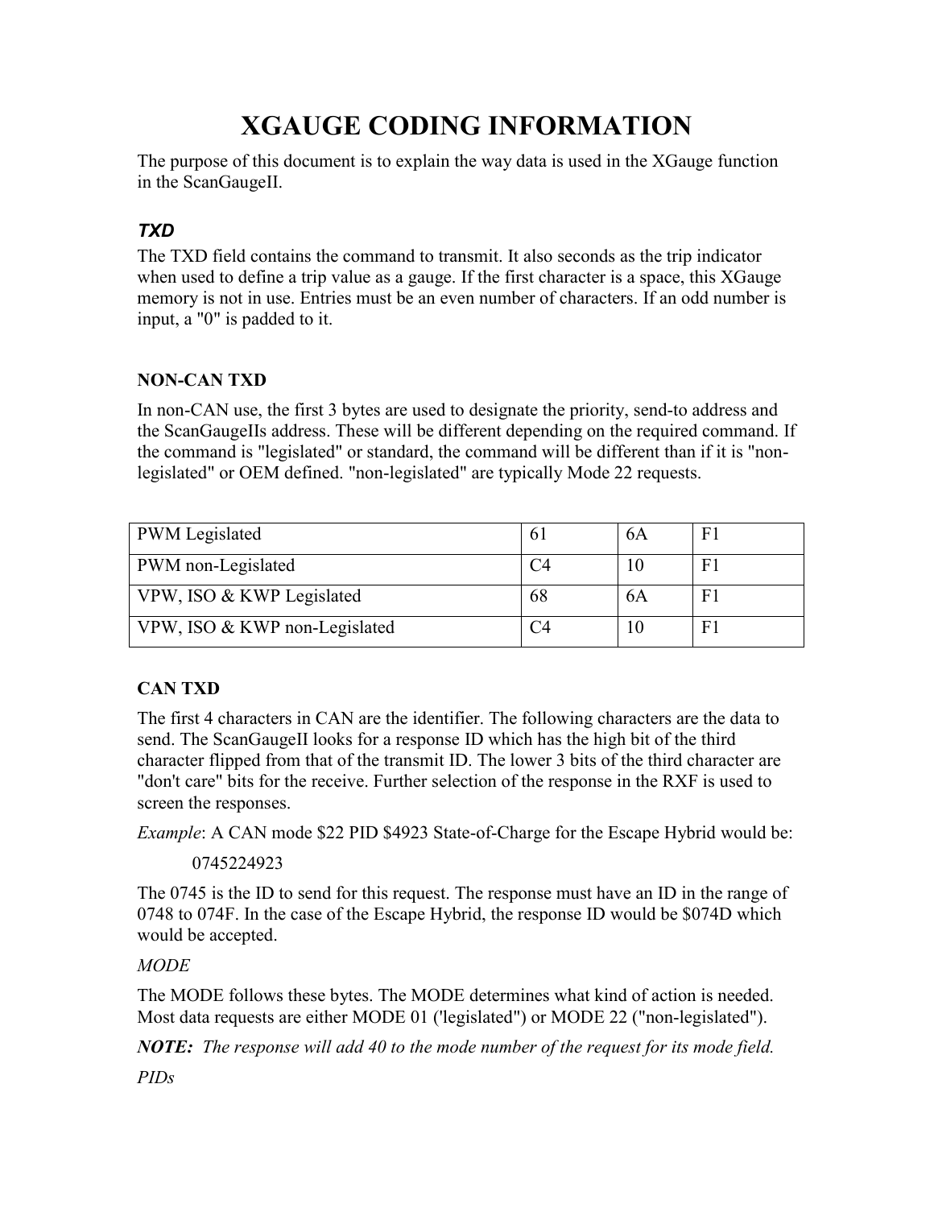# XGAUGE CODING INFORMATION

The purpose of this document is to explain the way data is used in the XGauge function in the ScanGaugeII.

### *TXD*

The TXD field contains the command to transmit. It also seconds as the trip indicator when used to define a trip value as a gauge. If the first character is a space, this XGauge memory is not in use. Entries must be an even number of characters. If an odd number is input, a "0" is padded to it.

**NON-CAN TXD**

In non-CAN use, the first 3 bytes are used to designate the priority, send-to address and the ScanGaugeIIs address. These will be different depending on the required command. If the command is "legislated" or standard, the command will be different than if it is "non-legislated" or OEM defined. "non-legislated" are typically Mode 22 requests.

| | | | |
|---|---|---|---|
| PWM Legislated | 61 | 6A | F1 |
| PWM non-Legislated | C4 | 10 | F1 |
| VPW, ISO & KWP Legislated | 68 | 6A | F1 |
| VPW, ISO & KWP non-Legislated | C4 | 10 | F1 |

**CAN TXD**

The first 4 characters in CAN are the identifier. The following characters are the data to send. The ScanGaugeII looks for a response ID which has the high bit of the third character flipped from that of the transmit ID. The lower 3 bits of the third character are "don't care" bits for the receive. Further selection of the response in the RXF is used to screen the responses.

*Example*: A CAN mode $22 PID $4923 State-of-Charge for the Escape Hybrid would be:

0745224923

The 0745 is the ID to send for this request. The response must have an ID in the range of 0748 to 074F. In the case of the Escape Hybrid, the response ID would be $074D which would be accepted.

*MODE*

The MODE follows these bytes. The MODE determines what kind of action is needed. Most data requests are either MODE 01 ('legislated") or MODE 22 ("non-legislated").

***NOTE:*** *The response will add 40 to the mode number of the request for its mode field.*

*PIDs*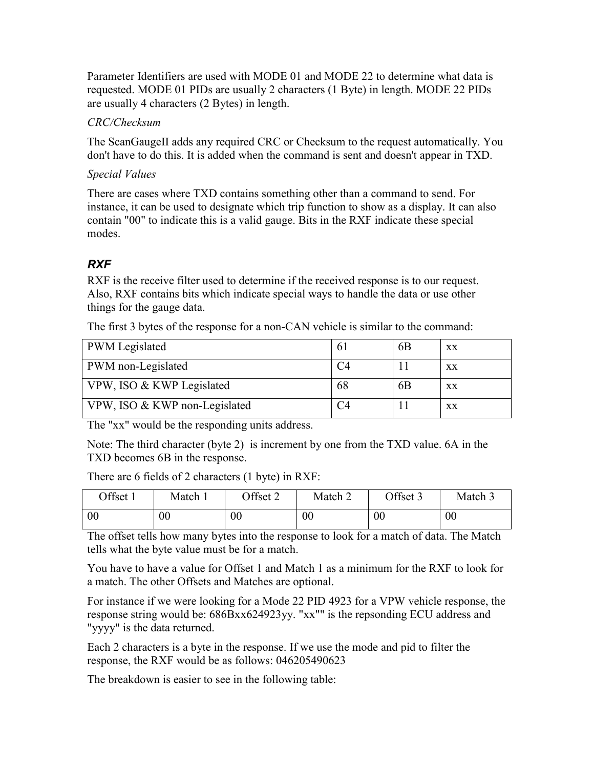Parameter Identifiers are used with MODE 01 and MODE 22 to determine what data is requested. MODE 01 PIDs are usually 2 characters (1 Byte) in length. MODE 22 PIDs are usually 4 characters (2 Bytes) in length.

*CRC/Checksum*

The ScanGaugeII adds any required CRC or Checksum to the request automatically. You don't have to do this. It is added when the command is sent and doesn't appear in TXD.

*Special Values*

There are cases where TXD contains something other than a command to send. For instance, it can be used to designate which trip function to show as a display. It can also contain "00" to indicate this is a valid gauge. Bits in the RXF indicate these special modes.

### ***RXF***

RXF is the receive filter used to determine if the received response is to our request. Also, RXF contains bits which indicate special ways to handle the data or use other things for the gauge data.

The first 3 bytes of the response for a non-CAN vehicle is similar to the command:

| | | | |
|---|---|---|---|
| PWM Legislated | 61 | 6B | xx |
| PWM non-Legislated | C4 | 11 | xx |
| VPW, ISO & KWP Legislated | 68 | 6B | xx |
| VPW, ISO & KWP non-Legislated | C4 | 11 | xx |

The "xx" would be the responding units address.

Note: The third character (byte 2) is increment by one from the TXD value. 6A in the TXD becomes 6B in the response.

There are 6 fields of 2 characters (1 byte) in RXF:

| Offset 1 | Match 1 | Offset 2 | Match 2 | Offset 3 | Match 3 |
|---|---|---|---|---|---|
| 00 | 00 | 00 | 00 | 00 | 00 |

The offset tells how many bytes into the response to look for a match of data. The Match tells what the byte value must be for a match.

You have to have a value for Offset 1 and Match 1 as a minimum for the RXF to look for a match. The other Offsets and Matches are optional.

For instance if we were looking for a Mode 22 PID 4923 for a VPW vehicle response, the response string would be: 686Bxx624923yy. "xx"" is the repsonding ECU address and "yyyy" is the data returned.

Each 2 characters is a byte in the response. If we use the mode and pid to filter the response, the RXF would be as follows: 046205490623

The breakdown is easier to see in the following table: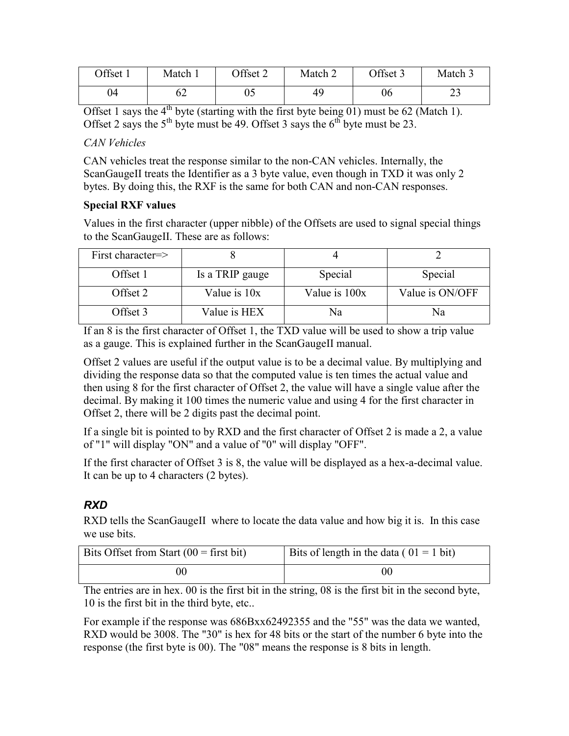| Offset 1 | Match 1 | Offset 2 | Match 2 | Offset 3 | Match 3 |
|---|---|---|---|---|---|
| 04 | 62 | 05 | 49 | 06 | 23 |

Offset 1 says the 4th byte (starting with the first byte being 01) must be 62 (Match 1). Offset 2 says the 5th byte must be 49. Offset 3 says the 6th byte must be 23.

*CAN Vehicles*

CAN vehicles treat the response similar to the non-CAN vehicles. Internally, the ScanGaugeII treats the Identifier as a 3 byte value, even though in TXD it was only 2 bytes. By doing this, the RXF is the same for both CAN and non-CAN responses.

**Special RXF values**

Values in the first character (upper nibble) of the Offsets are used to signal special things to the ScanGaugeII. These are as follows:

| First character=> | 8 | 4 | 2 |
|---|---|---|---|
| Offset 1 | Is a TRIP gauge | Special | Special |
| Offset 2 | Value is 10x | Value is 100x | Value is ON/OFF |
| Offset 3 | Value is HEX | Na | Na |

If an 8 is the first character of Offset 1, the TXD value will be used to show a trip value as a gauge. This is explained further in the ScanGaugeII manual.

Offset 2 values are useful if the output value is to be a decimal value. By multiplying and dividing the response data so that the computed value is ten times the actual value and then using 8 for the first character of Offset 2, the value will have a single value after the decimal. By making it 100 times the numeric value and using 4 for the first character in Offset 2, there will be 2 digits past the decimal point.

If a single bit is pointed to by RXD and the first character of Offset 2 is made a 2, a value of "1" will display "ON" and a value of "0" will display "OFF".

If the first character of Offset 3 is 8, the value will be displayed as a hex-a-decimal value. It can be up to 4 characters (2 bytes).

### *RXD*

RXD tells the ScanGaugeII where to locate the data value and how big it is. In this case we use bits.

| Bits Offset from Start (00 = first bit) | Bits of length in the data ( 01 = 1 bit) |
|---|---|
| 00 | 00 |

The entries are in hex. 00 is the first bit in the string, 08 is the first bit in the second byte, 10 is the first bit in the third byte, etc..

For example if the response was 686Bxx62492355 and the "55" was the data we wanted, RXD would be 3008. The "30" is hex for 48 bits or the start of the number 6 byte into the response (the first byte is 00). The "08" means the response is 8 bits in length.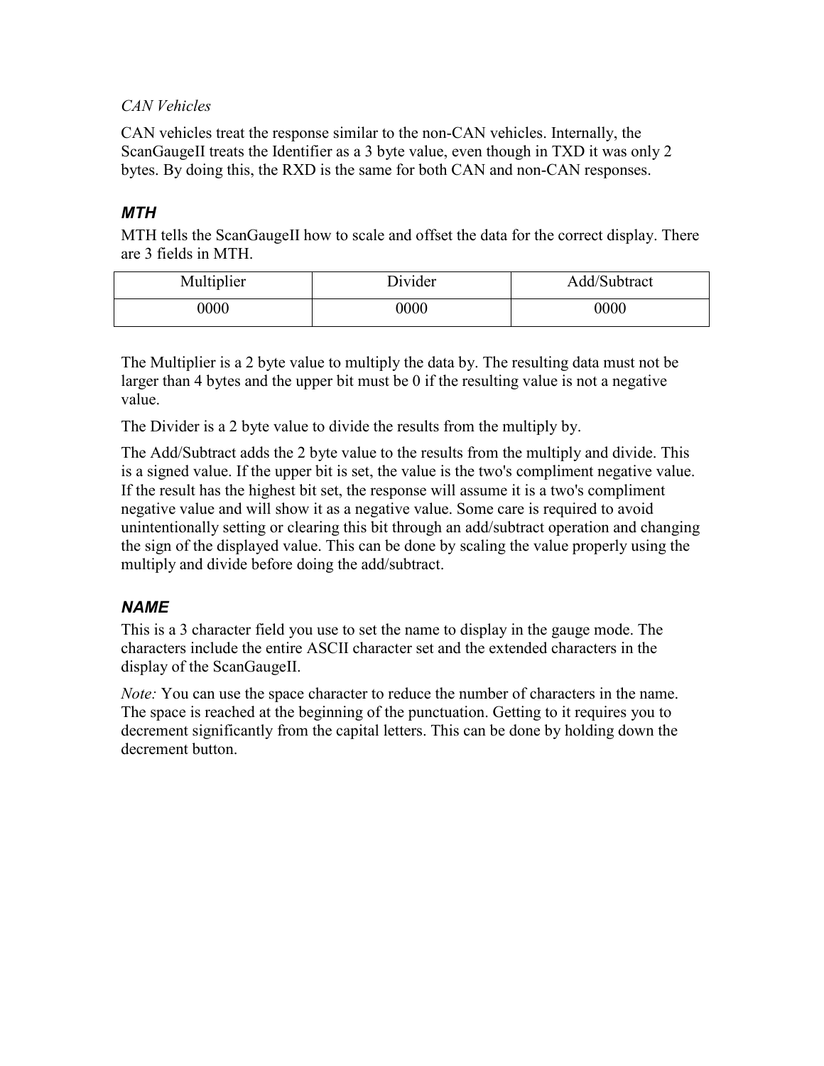*CAN Vehicles*

CAN vehicles treat the response similar to the non-CAN vehicles. Internally, the ScanGaugeII treats the Identifier as a 3 byte value, even though in TXD it was only 2 bytes. By doing this, the RXD is the same for both CAN and non-CAN responses.

### MTH

MTH tells the ScanGaugeII how to scale and offset the data for the correct display. There are 3 fields in MTH.

| Multiplier | Divider | Add/Subtract |
|---|---|---|
| 0000 | 0000 | 0000 |

The Multiplier is a 2 byte value to multiply the data by. The resulting data must not be larger than 4 bytes and the upper bit must be 0 if the resulting value is not a negative value.

The Divider is a 2 byte value to divide the results from the multiply by.

The Add/Subtract adds the 2 byte value to the results from the multiply and divide. This is a signed value. If the upper bit is set, the value is the two's compliment negative value. If the result has the highest bit set, the response will assume it is a two's compliment negative value and will show it as a negative value. Some care is required to avoid unintentionally setting or clearing this bit through an add/subtract operation and changing the sign of the displayed value. This can be done by scaling the value properly using the multiply and divide before doing the add/subtract.

### NAME

This is a 3 character field you use to set the name to display in the gauge mode. The characters include the entire ASCII character set and the extended characters in the display of the ScanGaugeII.

*Note:* You can use the space character to reduce the number of characters in the name. The space is reached at the beginning of the punctuation. Getting to it requires you to decrement significantly from the capital letters. This can be done by holding down the decrement button.